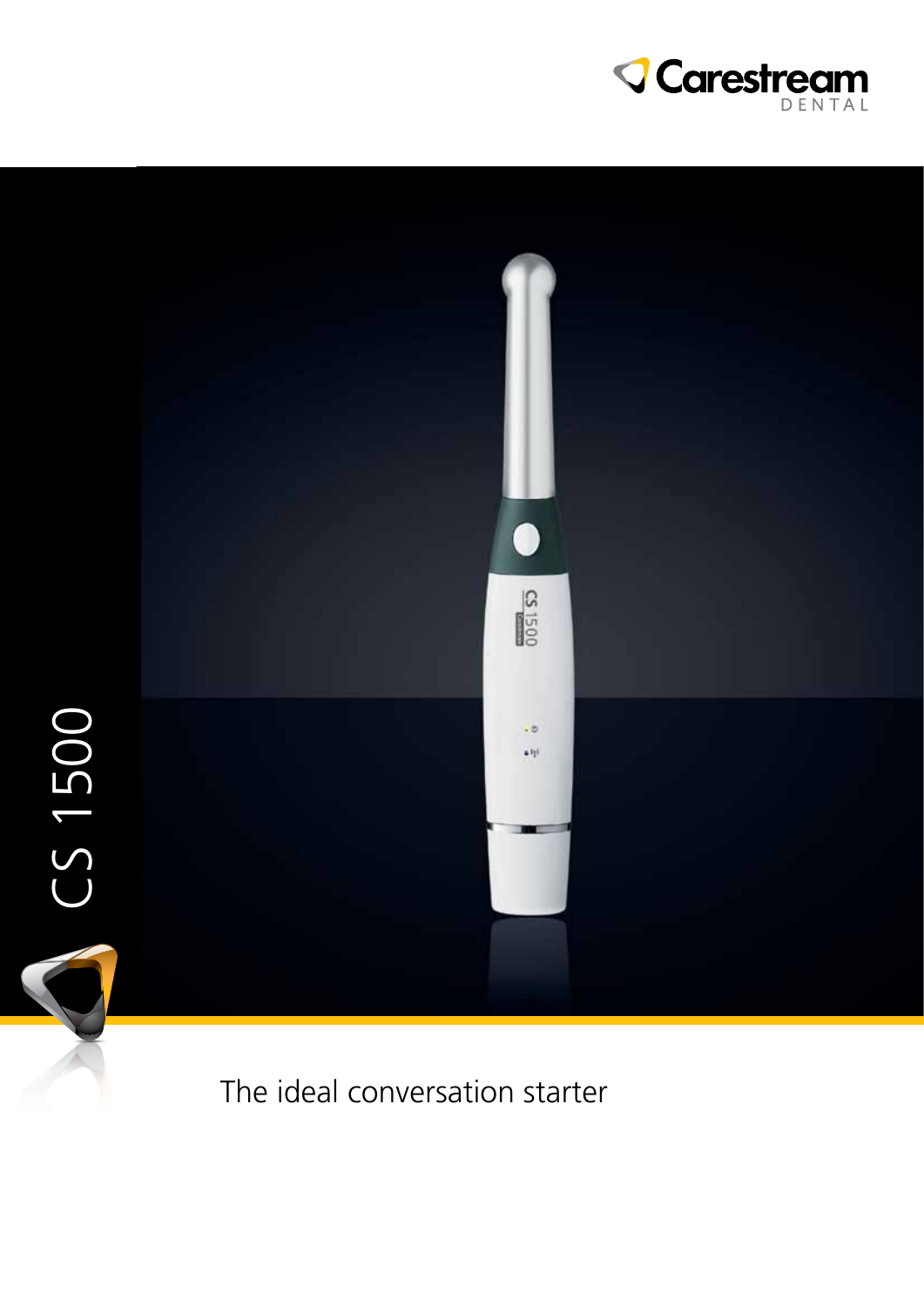Carestream DENTAL

# CS 1500

The ideal conversation starter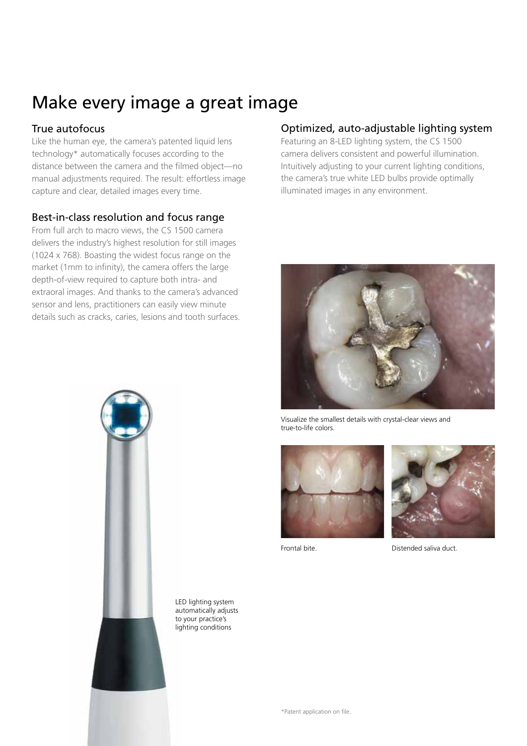# Make every image a great image

## True autofocus

Like the human eye, the camera's patented liquid lens technology* automatically focuses according to the distance between the camera and the filmed object—no manual adjustments required. The result: effortless image capture and clear, detailed images every time.

## Best-in-class resolution and focus range

From full arch to macro views, the CS 1500 camera delivers the industry's highest resolution for still images (1024 x 768). Boasting the widest focus range on the market (1mm to infinity), the camera offers the large depth-of-view required to capture both intra- and extraoral images. And thanks to the camera's advanced sensor and lens, practitioners can easily view minute details such as cracks, caries, lesions and tooth surfaces.

## Optimized, auto-adjustable lighting system

Featuring an 8-LED lighting system, the CS 1500 camera delivers consistent and powerful illumination. Intuitively adjusting to your current lighting conditions, the camera's true white LED bulbs provide optimally illuminated images in any environment.

Visualize the smallest details with crystal-clear views and true-to-life colors.

Frontal bite.

Distended saliva duct.

LED lighting system automatically adjusts to your practice's lighting conditions

*Patent application on file.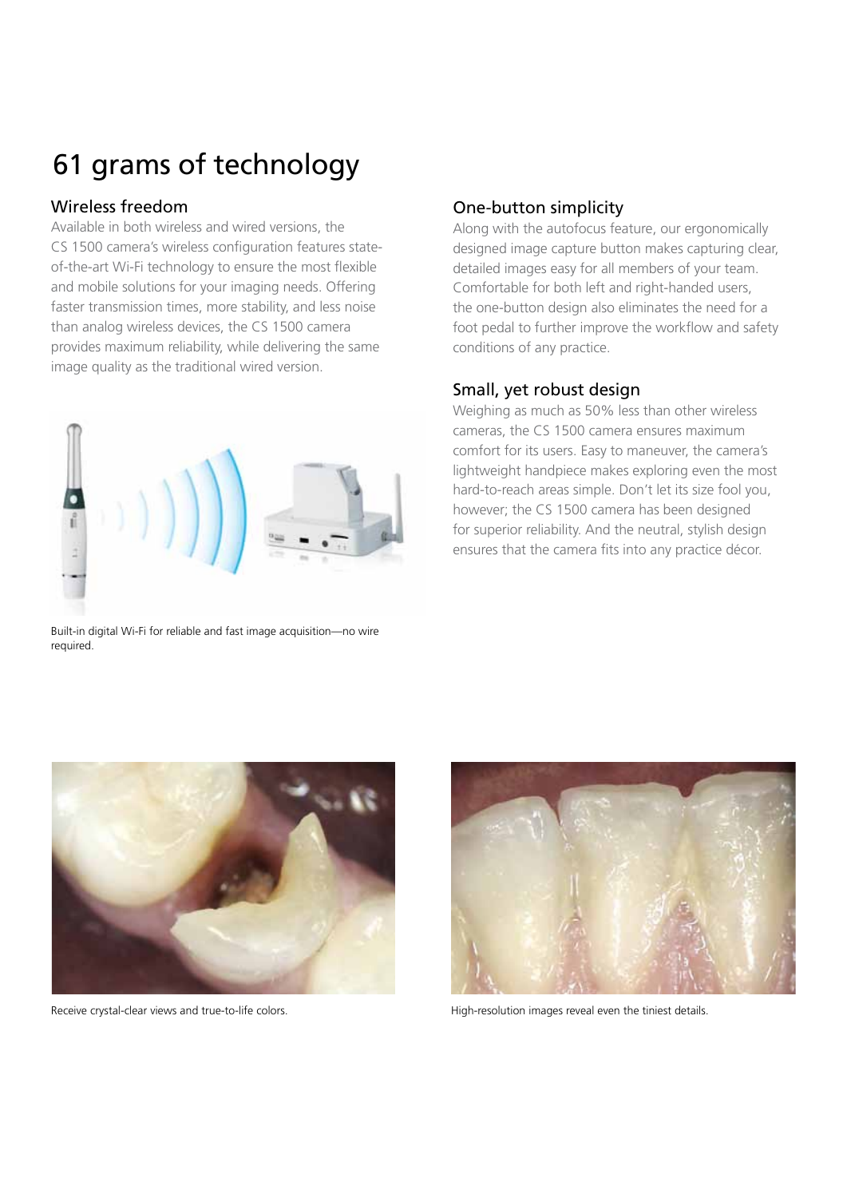# 61 grams of technology

## Wireless freedom

Available in both wireless and wired versions, the CS 1500 camera's wireless configuration features state-of-the-art Wi-Fi technology to ensure the most flexible and mobile solutions for your imaging needs. Offering faster transmission times, more stability, and less noise than analog wireless devices, the CS 1500 camera provides maximum reliability, while delivering the same image quality as the traditional wired version.

Built-in digital Wi-Fi for reliable and fast image acquisition—no wire required.

## One-button simplicity

Along with the autofocus feature, our ergonomically designed image capture button makes capturing clear, detailed images easy for all members of your team. Comfortable for both left and right-handed users, the one-button design also eliminates the need for a foot pedal to further improve the workflow and safety conditions of any practice.

## Small, yet robust design

Weighing as much as 50% less than other wireless cameras, the CS 1500 camera ensures maximum comfort for its users. Easy to maneuver, the camera's lightweight handpiece makes exploring even the most hard-to-reach areas simple. Don't let its size fool you, however; the CS 1500 camera has been designed for superior reliability. And the neutral, stylish design ensures that the camera fits into any practice décor.

Receive crystal-clear views and true-to-life colors.

High-resolution images reveal even the tiniest details.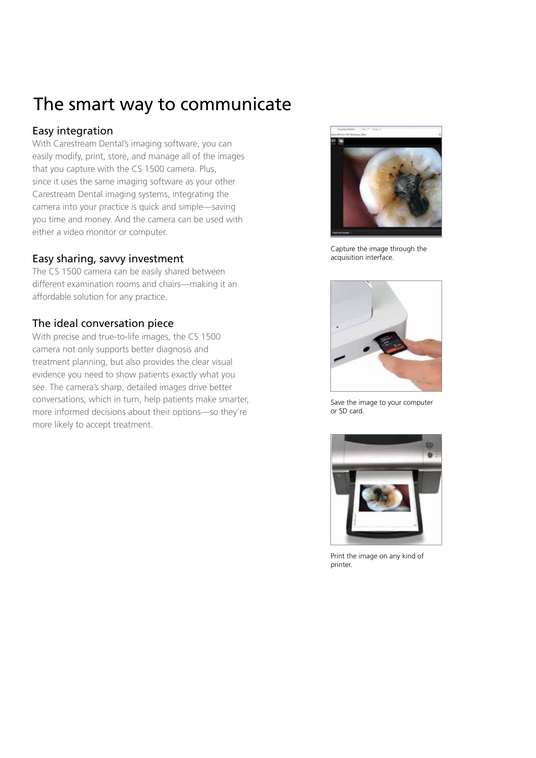# The smart way to communicate

## Easy integration

With Carestream Dental's imaging software, you can easily modify, print, store, and manage all of the images that you capture with the CS 1500 camera. Plus, since it uses the same imaging software as your other Carestream Dental imaging systems, integrating the camera into your practice is quick and simple—saving you time and money. And the camera can be used with either a video monitor or computer.

## Easy sharing, savvy investment

The CS 1500 camera can be easily shared between different examination rooms and chairs—making it an affordable solution for any practice.

## The ideal conversation piece

With precise and true-to-life images, the CS 1500 camera not only supports better diagnosis and treatment planning, but also provides the clear visual evidence you need to show patients exactly what you see. The camera's sharp, detailed images drive better conversations, which in turn, help patients make smarter, more informed decisions about their options—so they're more likely to accept treatment.

Capture the image through the acquisition interface.

Save the image to your computer or SD card.

Print the image on any kind of printer.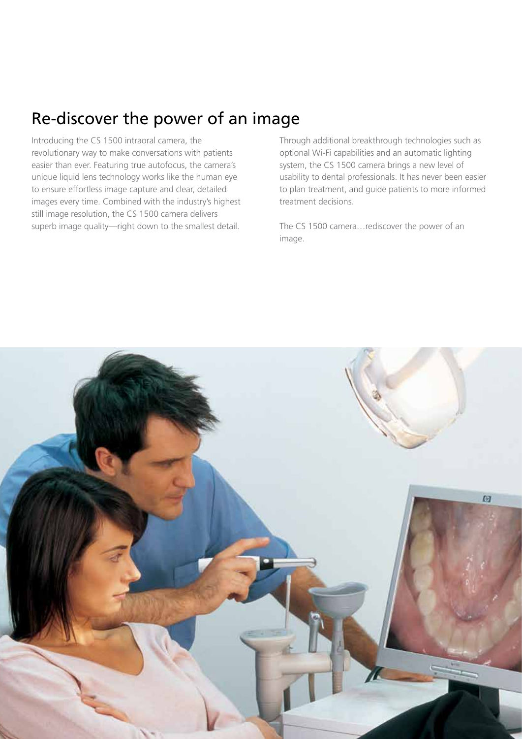# Re-discover the power of an image

Introducing the CS 1500 intraoral camera, the revolutionary way to make conversations with patients easier than ever. Featuring true autofocus, the camera's unique liquid lens technology works like the human eye to ensure effortless image capture and clear, detailed images every time. Combined with the industry's highest still image resolution, the CS 1500 camera delivers superb image quality—right down to the smallest detail.

Through additional breakthrough technologies such as optional Wi-Fi capabilities and an automatic lighting system, the CS 1500 camera brings a new level of usability to dental professionals. It has never been easier to plan treatment, and guide patients to more informed treatment decisions.

The CS 1500 camera…rediscover the power of an image.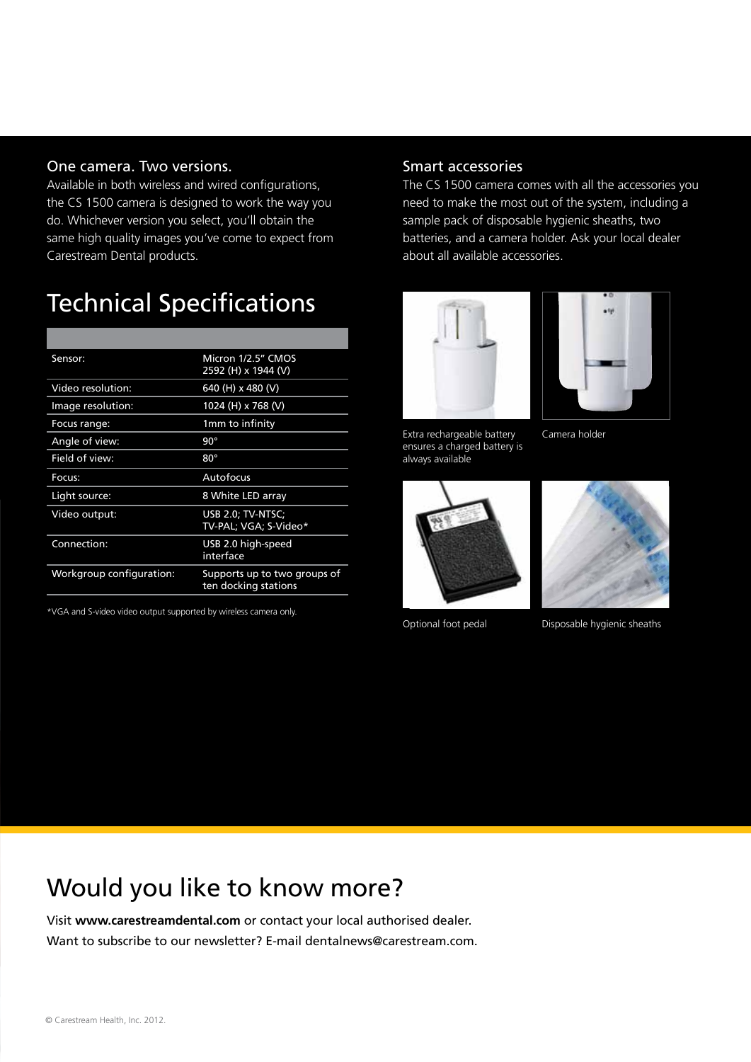## One camera. Two versions.

Available in both wireless and wired configurations, the CS 1500 camera is designed to work the way you do. Whichever version you select, you'll obtain the same high quality images you've come to expect from Carestream Dental products.

# Technical Specifications

| | |
|---|---|
| Sensor: | Micron 1/2.5" CMOS 2592 (H) x 1944 (V) |
| Video resolution: | 640 (H) x 480 (V) |
| Image resolution: | 1024 (H) x 768 (V) |
| Focus range: | 1mm to infinity |
| Angle of view: | 90° |
| Field of view: | 80° |
| Focus: | Autofocus |
| Light source: | 8 White LED array |
| Video output: | USB 2.0; TV-NTSC; TV-PAL; VGA; S-Video* |
| Connection: | USB 2.0 high-speed interface |
| Workgroup configuration: | Supports up to two groups of ten docking stations |

*VGA and S-video video output supported by wireless camera only.

## Smart accessories

The CS 1500 camera comes with all the accessories you need to make the most out of the system, including a sample pack of disposable hygienic sheaths, two batteries, and a camera holder. Ask your local dealer about all available accessories.

Extra rechargeable battery ensures a charged battery is always available

Camera holder

Optional foot pedal

Disposable hygienic sheaths

# Would you like to know more?

Visit **www.carestreamdental.com** or contact your local authorised dealer.
Want to subscribe to our newsletter? E-mail dentalnews@carestream.com.

© Carestream Health, Inc. 2012.